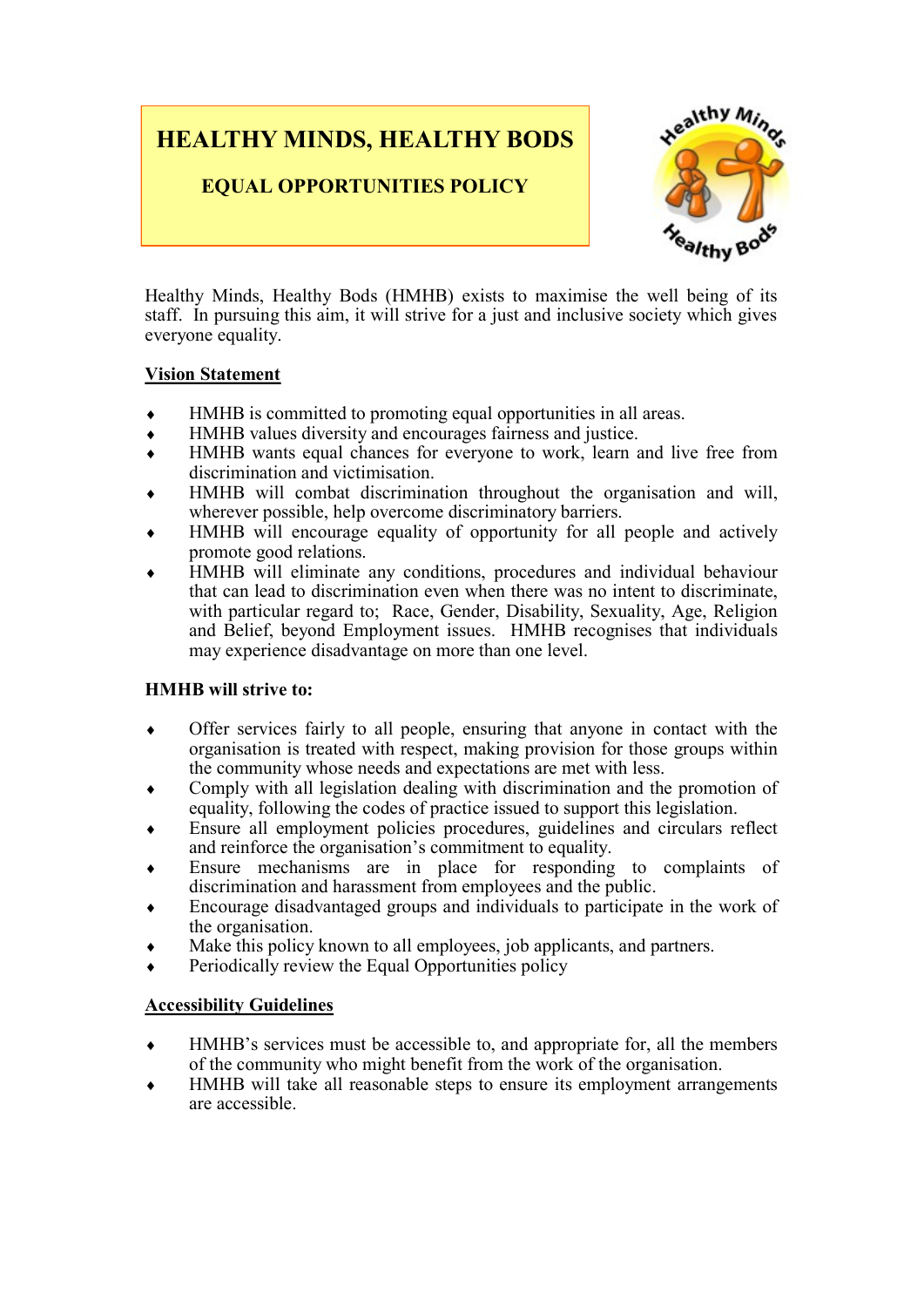# HEALTHY MINDS, HEALTHY BODS

## EQUAL OPPORTUNITIES POLICY

Healthy Minds, Healthy Bods (HMHB) exists to maximise the well being of its staff. In pursuing this aim, it will strive for a just and inclusive society which gives everyone equality.

**Vision Statement**

- HMHB is committed to promoting equal opportunities in all areas.
- HMHB values diversity and encourages fairness and justice.
- HMHB wants equal chances for everyone to work, learn and live free from discrimination and victimisation.
- HMHB will combat discrimination throughout the organisation and will, wherever possible, help overcome discriminatory barriers.
- HMHB will encourage equality of opportunity for all people and actively promote good relations.
- HMHB will eliminate any conditions, procedures and individual behaviour that can lead to discrimination even when there was no intent to discriminate, with particular regard to; Race, Gender, Disability, Sexuality, Age, Religion and Belief, beyond Employment issues. HMHB recognises that individuals may experience disadvantage on more than one level.

**HMHB will strive to:**

- Offer services fairly to all people, ensuring that anyone in contact with the organisation is treated with respect, making provision for those groups within the community whose needs and expectations are met with less.
- Comply with all legislation dealing with discrimination and the promotion of equality, following the codes of practice issued to support this legislation.
- Ensure all employment policies procedures, guidelines and circulars reflect and reinforce the organisation's commitment to equality.
- Ensure mechanisms are in place for responding to complaints of discrimination and harassment from employees and the public.
- Encourage disadvantaged groups and individuals to participate in the work of the organisation.
- Make this policy known to all employees, job applicants, and partners.
- Periodically review the Equal Opportunities policy

**Accessibility Guidelines**

- HMHB's services must be accessible to, and appropriate for, all the members of the community who might benefit from the work of the organisation.
- HMHB will take all reasonable steps to ensure its employment arrangements are accessible.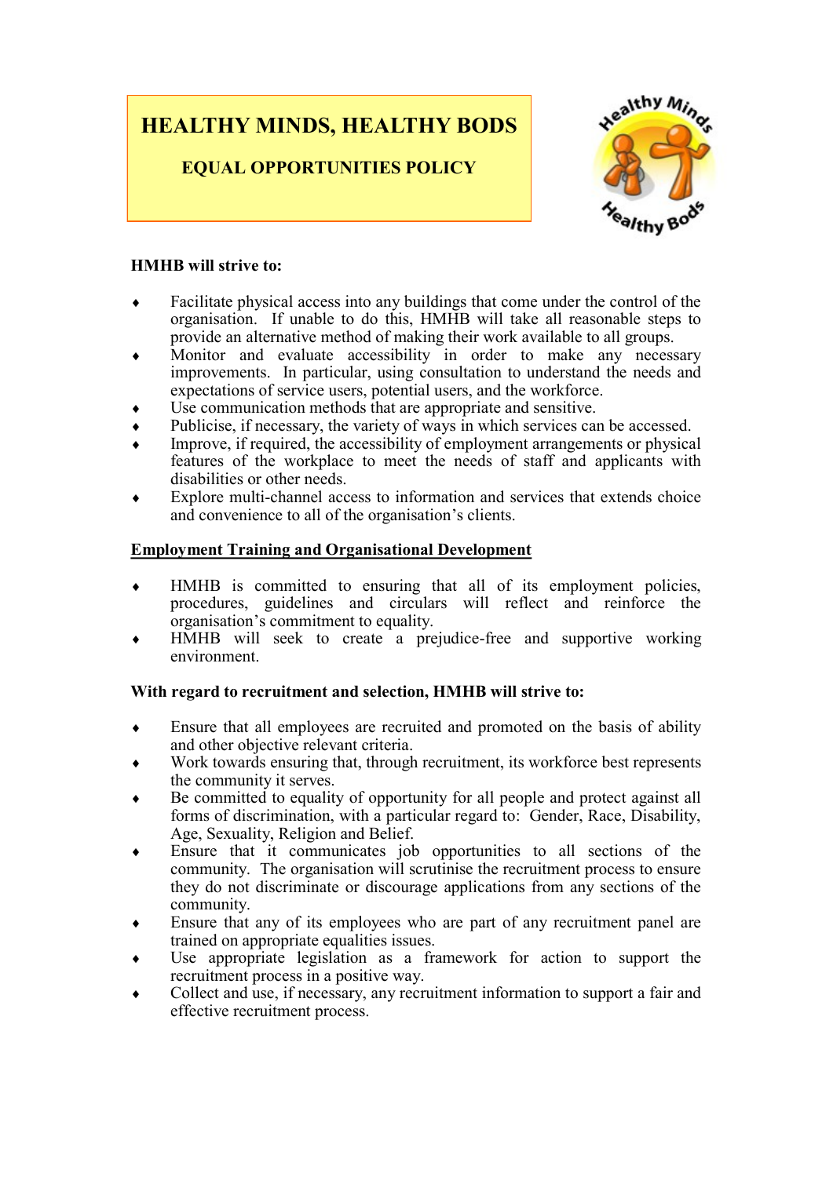# HEALTHY MINDS, HEALTHY BODS

## EQUAL OPPORTUNITIES POLICY

**HMHB will strive to:**

- Facilitate physical access into any buildings that come under the control of the organisation. If unable to do this, HMHB will take all reasonable steps to provide an alternative method of making their work available to all groups.
- Monitor and evaluate accessibility in order to make any necessary improvements. In particular, using consultation to understand the needs and expectations of service users, potential users, and the workforce.
- Use communication methods that are appropriate and sensitive.
- Publicise, if necessary, the variety of ways in which services can be accessed.
- Improve, if required, the accessibility of employment arrangements or physical features of the workplace to meet the needs of staff and applicants with disabilities or other needs.
- Explore multi-channel access to information and services that extends choice and convenience to all of the organisation's clients.

**<u>Employment Training and Organisational Development</u>**

- HMHB is committed to ensuring that all of its employment policies, procedures, guidelines and circulars will reflect and reinforce the organisation's commitment to equality.
- HMHB will seek to create a prejudice-free and supportive working environment.

**With regard to recruitment and selection, HMHB will strive to:**

- Ensure that all employees are recruited and promoted on the basis of ability and other objective relevant criteria.
- Work towards ensuring that, through recruitment, its workforce best represents the community it serves.
- Be committed to equality of opportunity for all people and protect against all forms of discrimination, with a particular regard to: Gender, Race, Disability, Age, Sexuality, Religion and Belief.
- Ensure that it communicates job opportunities to all sections of the community. The organisation will scrutinise the recruitment process to ensure they do not discriminate or discourage applications from any sections of the community.
- Ensure that any of its employees who are part of any recruitment panel are trained on appropriate equalities issues.
- Use appropriate legislation as a framework for action to support the recruitment process in a positive way.
- Collect and use, if necessary, any recruitment information to support a fair and effective recruitment process.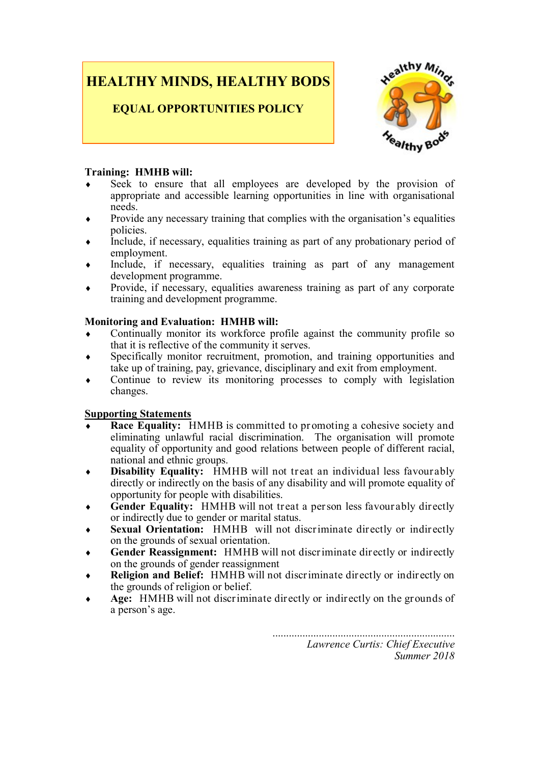# HEALTHY MINDS, HEALTHY BODS

## EQUAL OPPORTUNITIES POLICY

**Training: HMHB will:**

- Seek to ensure that all employees are developed by the provision of appropriate and accessible learning opportunities in line with organisational needs.
- Provide any necessary training that complies with the organisation's equalities policies.
- Include, if necessary, equalities training as part of any probationary period of employment.
- Include, if necessary, equalities training as part of any management development programme.
- Provide, if necessary, equalities awareness training as part of any corporate training and development programme.

**Monitoring and Evaluation: HMHB will:**

- Continually monitor its workforce profile against the community profile so that it is reflective of the community it serves.
- Specifically monitor recruitment, promotion, and training opportunities and take up of training, pay, grievance, disciplinary and exit from employment.
- Continue to review its monitoring processes to comply with legislation changes.

**Supporting Statements**

- **Race Equality:** HMHB is committed to promoting a cohesive society and eliminating unlawful racial discrimination. The organisation will promote equality of opportunity and good relations between people of different racial, national and ethnic groups.
- **Disability Equality:** HMHB will not treat an individual less favourably directly or indirectly on the basis of any disability and will promote equality of opportunity for people with disabilities.
- **Gender Equality:** HMHB will not treat a person less favourably directly or indirectly due to gender or marital status.
- **Sexual Orientation:** HMHB will not discriminate directly or indirectly on the grounds of sexual orientation.
- **Gender Reassignment:** HMHB will not discriminate directly or indirectly on the grounds of gender reassignment
- **Religion and Belief:** HMHB will not discriminate directly or indirectly on the grounds of religion or belief.
- **Age:** HMHB will not discriminate directly or indirectly on the grounds of a person's age.

...................................................................

*Lawrence Curtis: Chief Executive*
*Summer 2018*